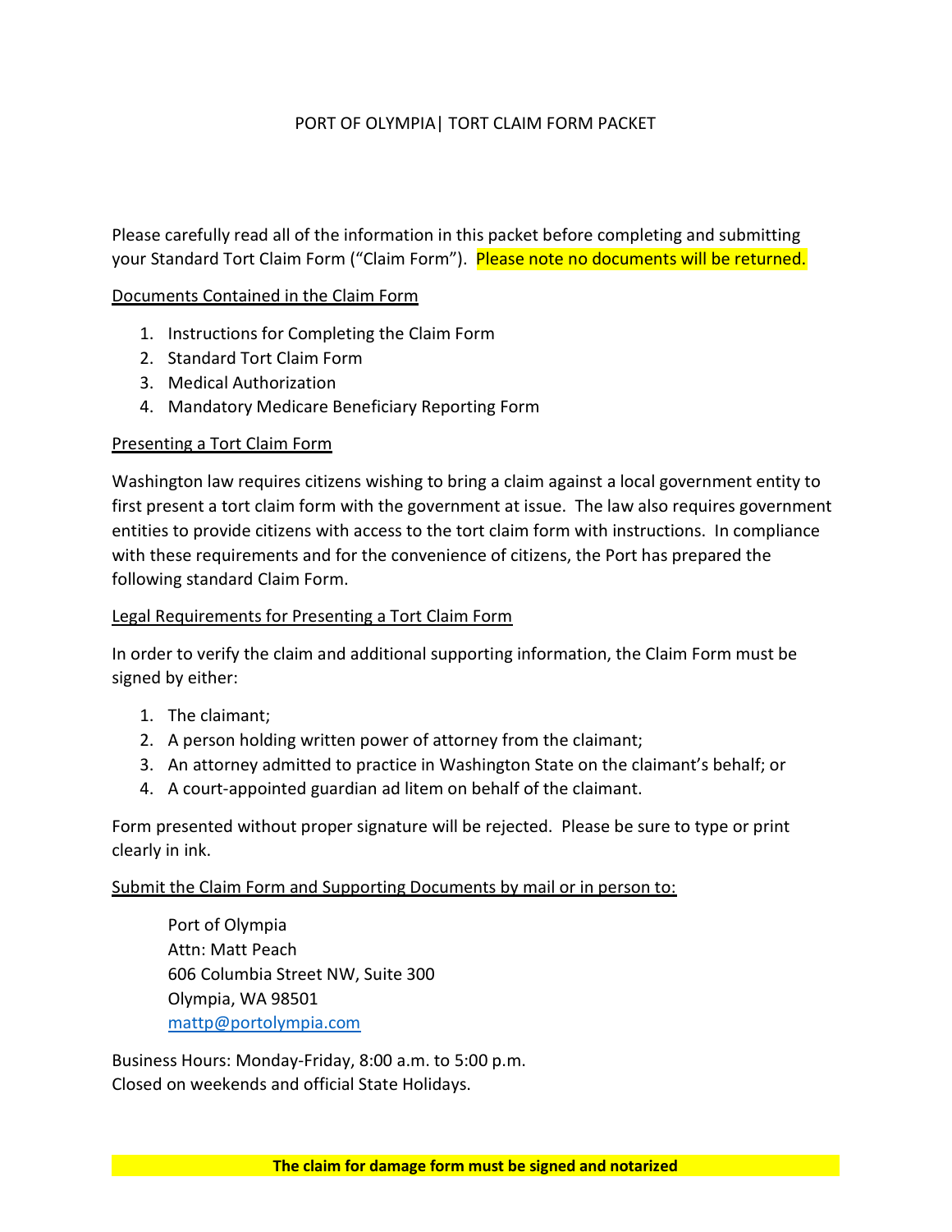# PORT OF OLYMPIA| TORT CLAIM FORM PACKET

Please carefully read all of the information in this packet before completing and submitting your Standard Tort Claim Form ("Claim Form"). Please note no documents will be returned.

## Documents Contained in the Claim Form

1. Instructions for Completing the Claim Form
2. Standard Tort Claim Form
3. Medical Authorization
4. Mandatory Medicare Beneficiary Reporting Form

## Presenting a Tort Claim Form

Washington law requires citizens wishing to bring a claim against a local government entity to first present a tort claim form with the government at issue. The law also requires government entities to provide citizens with access to the tort claim form with instructions. In compliance with these requirements and for the convenience of citizens, the Port has prepared the following standard Claim Form.

## Legal Requirements for Presenting a Tort Claim Form

In order to verify the claim and additional supporting information, the Claim Form must be signed by either:

1. The claimant;
2. A person holding written power of attorney from the claimant;
3. An attorney admitted to practice in Washington State on the claimant's behalf; or
4. A court-appointed guardian ad litem on behalf of the claimant.

Form presented without proper signature will be rejected. Please be sure to type or print clearly in ink.

## Submit the Claim Form and Supporting Documents by mail or in person to:

Port of Olympia
Attn: Matt Peach
606 Columbia Street NW, Suite 300
Olympia, WA 98501
mattp@portolympia.com

Business Hours: Monday-Friday, 8:00 a.m. to 5:00 p.m.
Closed on weekends and official State Holidays.

**The claim for damage form must be signed and notarized**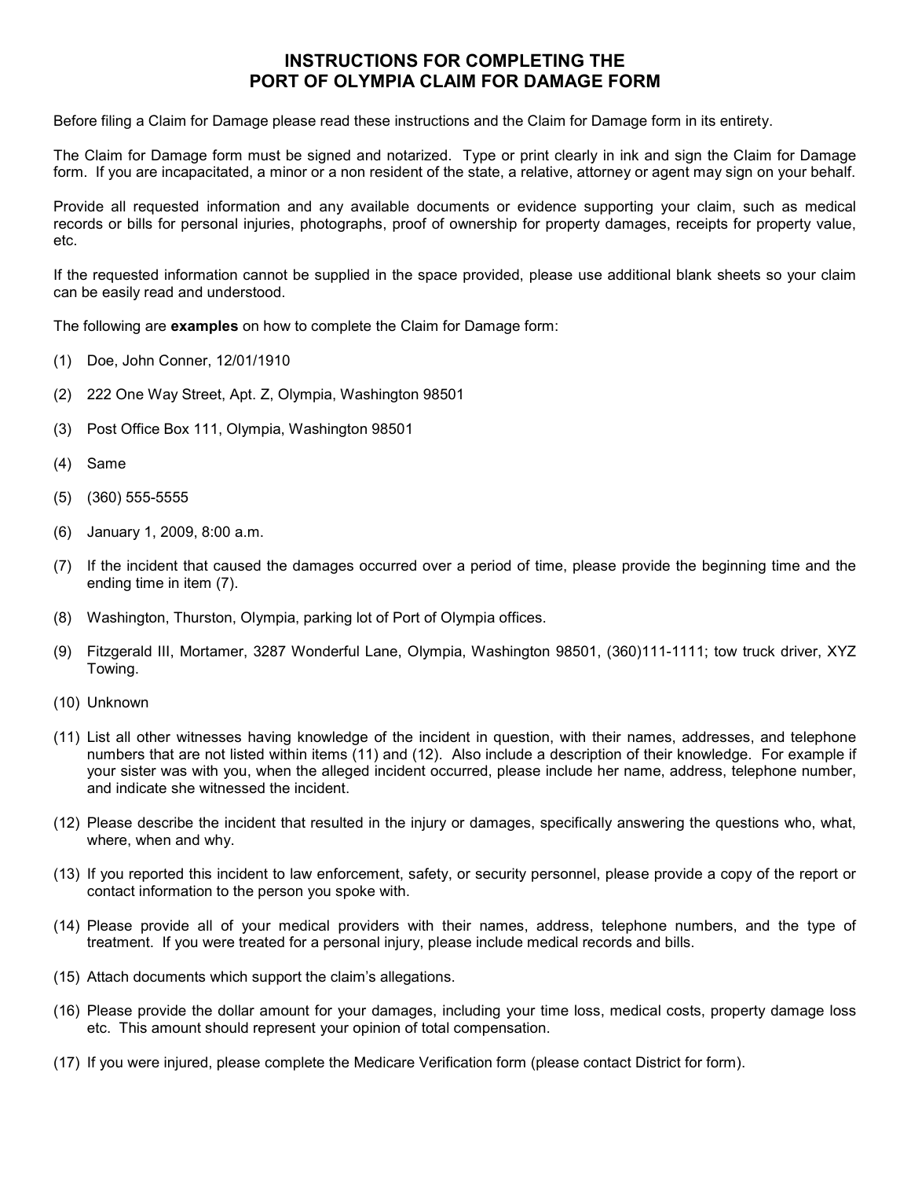# INSTRUCTIONS FOR COMPLETING THE PORT OF OLYMPIA CLAIM FOR DAMAGE FORM

Before filing a Claim for Damage please read these instructions and the Claim for Damage form in its entirety.

The Claim for Damage form must be signed and notarized. Type or print clearly in ink and sign the Claim for Damage form. If you are incapacitated, a minor or a non resident of the state, a relative, attorney or agent may sign on your behalf.

Provide all requested information and any available documents or evidence supporting your claim, such as medical records or bills for personal injuries, photographs, proof of ownership for property damages, receipts for property value, etc.

If the requested information cannot be supplied in the space provided, please use additional blank sheets so your claim can be easily read and understood.

The following are **examples** on how to complete the Claim for Damage form:

(1) Doe, John Conner, 12/01/1910

(2) 222 One Way Street, Apt. Z, Olympia, Washington 98501

(3) Post Office Box 111, Olympia, Washington 98501

(4) Same

(5) (360) 555-5555

(6) January 1, 2009, 8:00 a.m.

(7) If the incident that caused the damages occurred over a period of time, please provide the beginning time and the ending time in item (7).

(8) Washington, Thurston, Olympia, parking lot of Port of Olympia offices.

(9) Fitzgerald III, Mortamer, 3287 Wonderful Lane, Olympia, Washington 98501, (360)111-1111; tow truck driver, XYZ Towing.

(10) Unknown

(11) List all other witnesses having knowledge of the incident in question, with their names, addresses, and telephone numbers that are not listed within items (11) and (12). Also include a description of their knowledge. For example if your sister was with you, when the alleged incident occurred, please include her name, address, telephone number, and indicate she witnessed the incident.

(12) Please describe the incident that resulted in the injury or damages, specifically answering the questions who, what, where, when and why.

(13) If you reported this incident to law enforcement, safety, or security personnel, please provide a copy of the report or contact information to the person you spoke with.

(14) Please provide all of your medical providers with their names, address, telephone numbers, and the type of treatment. If you were treated for a personal injury, please include medical records and bills.

(15) Attach documents which support the claim's allegations.

(16) Please provide the dollar amount for your damages, including your time loss, medical costs, property damage loss etc. This amount should represent your opinion of total compensation.

(17) If you were injured, please complete the Medicare Verification form (please contact District for form).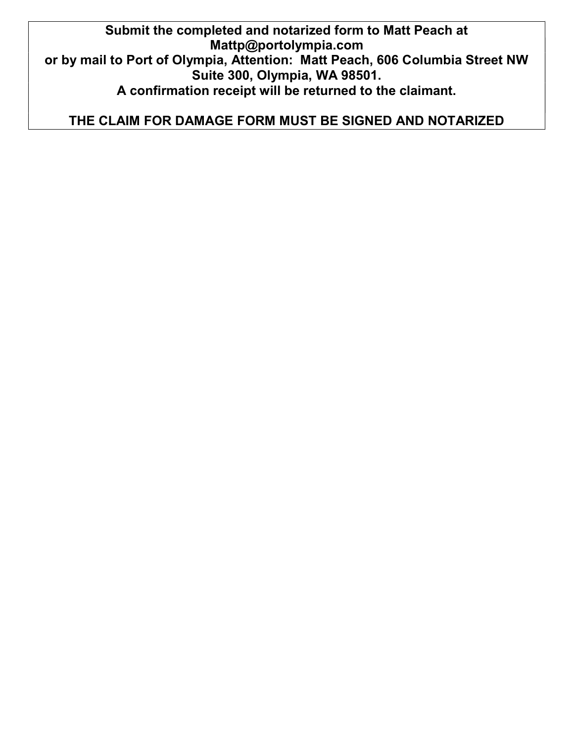**Submit the completed and notarized form to Matt Peach at Mattp@portolympia.com or by mail to Port of Olympia, Attention: Matt Peach, 606 Columbia Street NW Suite 300, Olympia, WA 98501.**
**A confirmation receipt will be returned to the claimant.**

**THE CLAIM FOR DAMAGE FORM MUST BE SIGNED AND NOTARIZED**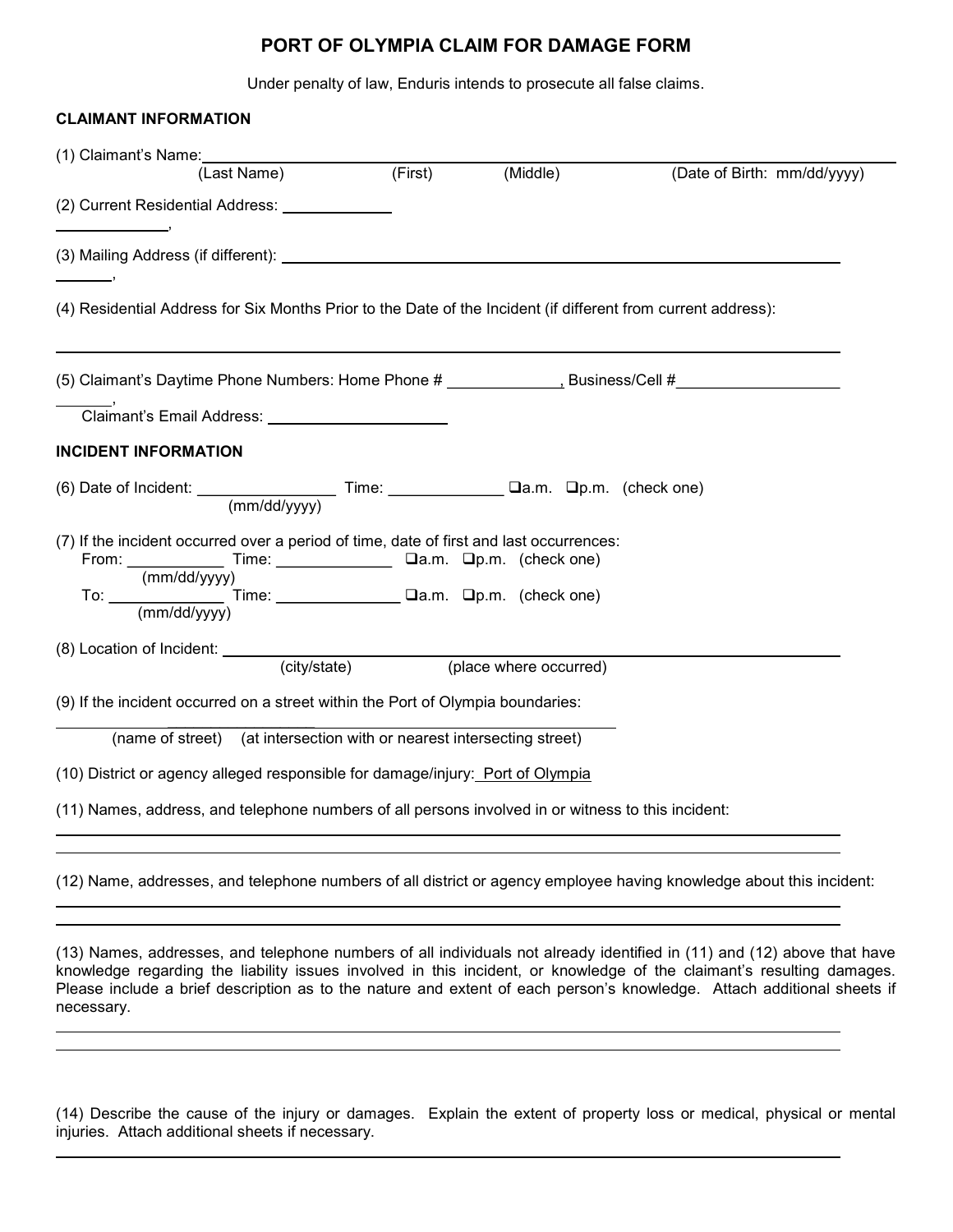# PORT OF OLYMPIA CLAIM FOR DAMAGE FORM

Under penalty of law, Enduris intends to prosecute all false claims.

**CLAIMANT INFORMATION**

(1) Claimant's Name: ______________________________________________________________
(Last Name) (First) (Middle) (Date of Birth: mm/dd/yyyy)

(2) Current Residential Address: ______________
______________,

(3) Mailing Address (if different): ______________________________________________________
_______,

(4) Residential Address for Six Months Prior to the Date of the Incident (if different from current address):

______________________________________________________________________________

(5) Claimant's Daytime Phone Numbers: Home Phone # ______________, Business/Cell #___________________
_______,
Claimant's Email Address: ______________________

**INCIDENT INFORMATION**

(6) Date of Incident: _________________ Time: ______________ ❑a.m. ❑p.m. (check one)
(mm/dd/yyyy)

(7) If the incident occurred over a period of time, date of first and last occurrences:
From: ____________ Time: ______________ ❑a.m. ❑p.m. (check one)
(mm/dd/yyyy)
To: ____________ Time: _______________ ❑a.m. ❑p.m. (check one)
(mm/dd/yyyy)

(8) Location of Incident: ________________________________________________________________
(city/state) (place where occurred)

(9) If the incident occurred on a street within the Port of Olympia boundaries:

______________________________________________________________
(name of street) (at intersection with or nearest intersecting street)

(10) District or agency alleged responsible for damage/injury: Port of Olympia

(11) Names, address, and telephone numbers of all persons involved in or witness to this incident:

______________________________________________________________________________
______________________________________________________________________________

(12) Name, addresses, and telephone numbers of all district or agency employee having knowledge about this incident:

______________________________________________________________________________
______________________________________________________________________________

(13) Names, addresses, and telephone numbers of all individuals not already identified in (11) and (12) above that have knowledge regarding the liability issues involved in this incident, or knowledge of the claimant's resulting damages. Please include a brief description as to the nature and extent of each person's knowledge. Attach additional sheets if necessary.

______________________________________________________________________________
______________________________________________________________________________

(14) Describe the cause of the injury or damages. Explain the extent of property loss or medical, physical or mental injuries. Attach additional sheets if necessary.

______________________________________________________________________________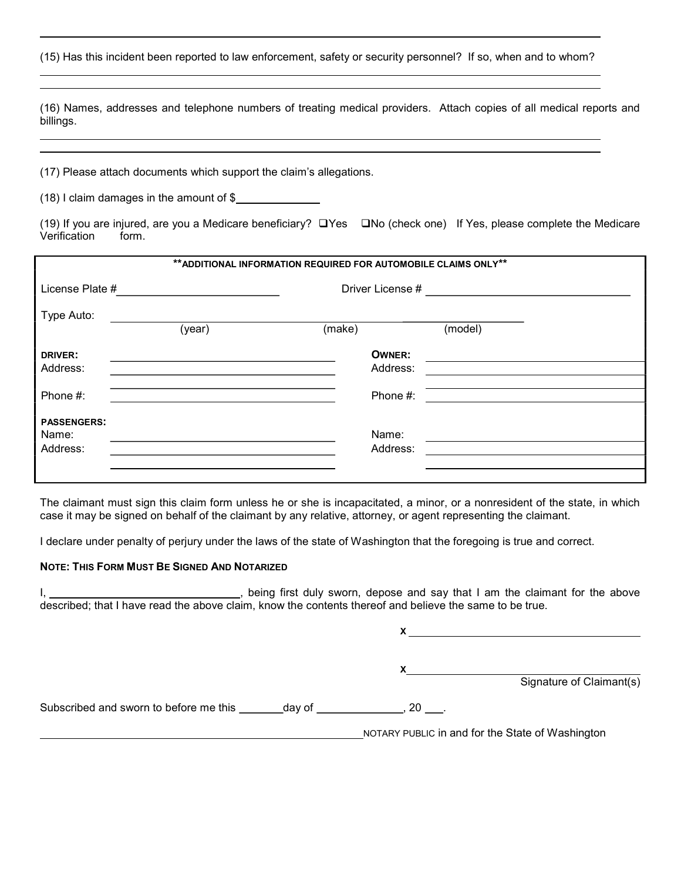(15) Has this incident been reported to law enforcement, safety or security personnel? If so, when and to whom?

______________________________________________________________________

______________________________________________________________________

(16) Names, addresses and telephone numbers of treating medical providers. Attach copies of all medical reports and billings.

______________________________________________________________________

______________________________________________________________________

(17) Please attach documents which support the claim's allegations.

(18) I claim damages in the amount of $______________

(19) If you are injured, are you a Medicare beneficiary? ❑Yes ❑No (check one) If Yes, please complete the Medicare Verification form.

| **ADDITIONAL INFORMATION REQUIRED FOR AUTOMOBILE CLAIMS ONLY** | | | |
|---|---|---|---|
| License Plate # ______________________ | | Driver License # ______________________ | |
| Type Auto: ______________ (year) | ______________ (make) | ______________ (model) | |
| **DRIVER:** | ______________________ | **OWNER:** | ______________________ |
| Address: | ______________________ | Address: | ______________________ |
| | ______________________ | | ______________________ |
| Phone #: | ______________________ | Phone #: | ______________________ |
| **PASSENGERS:** | | | |
| Name: | ______________________ | Name: | ______________________ |
| Address: | ______________________ | Address: | ______________________ |
| | ______________________ | | ______________________ |

The claimant must sign this claim form unless he or she is incapacitated, a minor, or a nonresident of the state, in which case it may be signed on behalf of the claimant by any relative, attorney, or agent representing the claimant.

I declare under penalty of perjury under the laws of the state of Washington that the foregoing is true and correct.

**NOTE: THIS FORM MUST BE SIGNED AND NOTARIZED**

I, ______________________________, being first duly sworn, depose and say that I am the claimant for the above described; that I have read the above claim, know the contents thereof and believe the same to be true.

X ______________________________________

X ______________________________________
Signature of Claimant(s)

Subscribed and sworn to before me this _______day of ______________, 20 ___.

______________________________________________ NOTARY PUBLIC in and for the State of Washington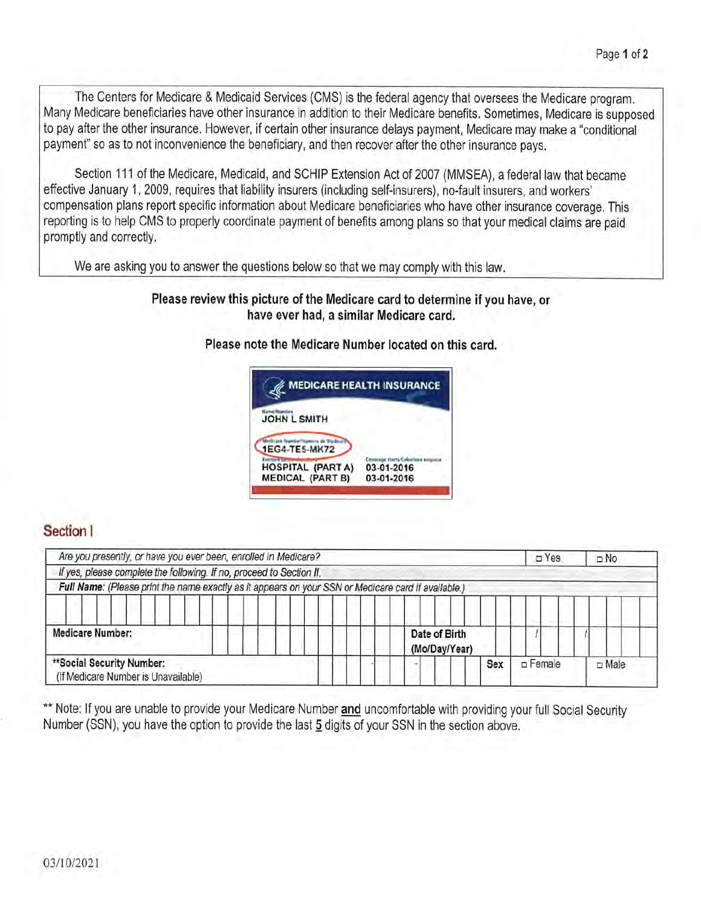The Centers for Medicare & Medicaid Services (CMS) is the federal agency that oversees the Medicare program. Many Medicare beneficiaries have other insurance in addition to their Medicare benefits. Sometimes, Medicare is supposed to pay after the other insurance. However, if certain other insurance delays payment, Medicare may make a "conditional payment" so as to not inconvenience the beneficiary, and then recover after the other insurance pays.

Section 111 of the Medicare, Medicaid, and SCHIP Extension Act of 2007 (MMSEA), a federal law that became effective January 1, 2009, requires that liability insurers (including self-insurers), no-fault insurers, and workers' compensation plans report specific information about Medicare beneficiaries who have other insurance coverage. This reporting is to help CMS to properly coordinate payment of benefits among plans so that your medical claims are paid promptly and correctly.

We are asking you to answer the questions below so that we may comply with this law.

**Please review this picture of the Medicare card to determine if you have, or have ever had, a similar Medicare card.**

**Please note the Medicare Number located on this card.**

MEDICARE HEALTH INSURANCE
JOHN L SMITH
1EG4-TE5-MK72
HOSPITAL (PART A) 03-01-2016
MEDICAL (PART B) 03-01-2016

## Section I

| *Are you presently, or have you ever been, enrolled in Medicare?* | | | | ☐ Yes | ☐ No |
|---|---|---|---|---|---|
| *If yes, please complete the following. If no, proceed to Section II.* | | | | | |
| ***Full Name:** (Please print the name exactly as it appears on your SSN or Medicare card if available.)* | | | | | |
| | | | | | |
| **Medicare Number:** | | **Date of Birth (Mo/Day/Year)** | | / / | |
| **\*\*Social Security Number:** (If Medicare Number is Unavailable) | - - | | **Sex** | ☐ Female | ☐ Male |

\*\* Note: If you are unable to provide your Medicare Number **and** uncomfortable with providing your full Social Security Number (SSN), you have the option to provide the last 5 digits of your SSN in the section above.

03/10/2021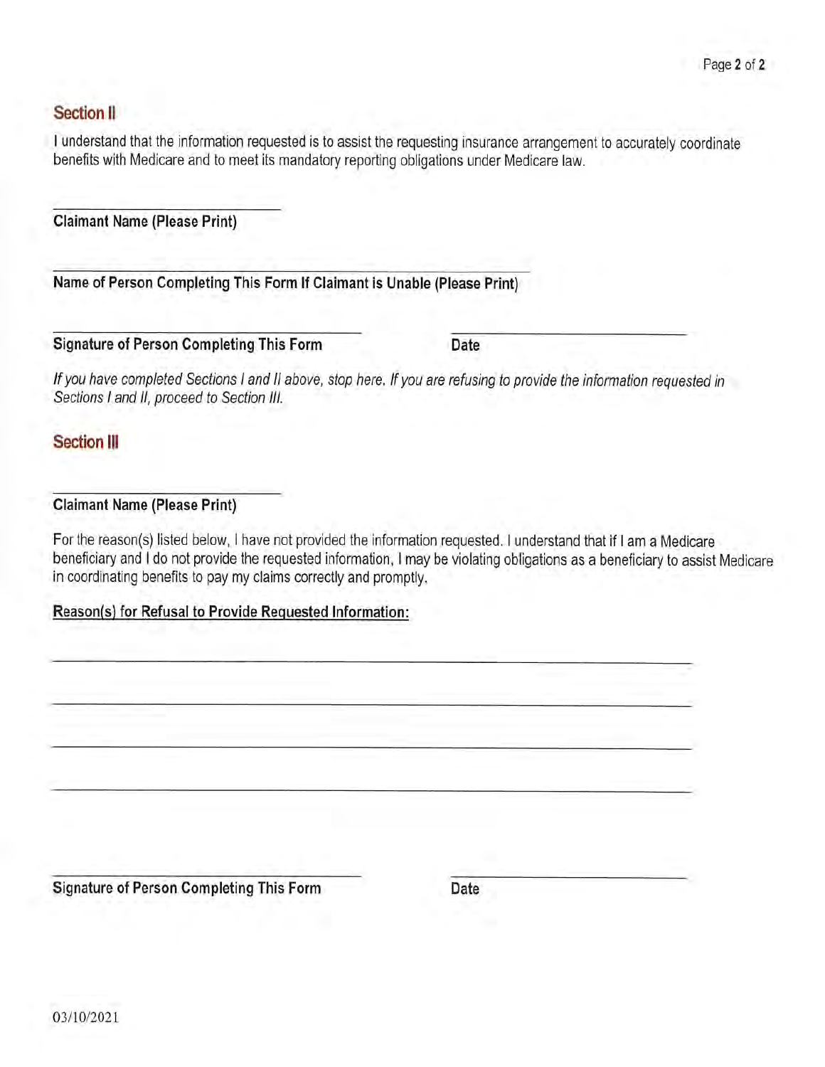## Section II

I understand that the information requested is to assist the requesting insurance arrangement to accurately coordinate benefits with Medicare and to meet its mandatory reporting obligations under Medicare law.

\_\_\_\_\_\_\_\_\_\_\_\_\_\_\_\_\_\_\_\_\_\_\_\_\_\_\_\_\_\_\_\_
**Claimant Name (Please Print)**

\_\_\_\_\_\_\_\_\_\_\_\_\_\_\_\_\_\_\_\_\_\_\_\_\_\_\_\_\_\_\_\_\_\_\_\_\_\_\_\_\_\_\_\_\_\_\_\_\_\_\_\_\_\_\_\_\_\_\_\_\_\_\_\_
**Name of Person Completing This Form If Claimant is Unable (Please Print)**

\_\_\_\_\_\_\_\_\_\_\_\_\_\_\_\_\_\_\_\_\_\_\_\_\_\_\_\_\_\_\_\_\_\_\_\_\_\_\_\_\_\_\_ \_\_\_\_\_\_\_\_\_\_\_\_\_\_\_\_\_\_\_\_\_\_\_\_\_\_\_\_\_\_\_\_
**Signature of Person Completing This Form** **Date**

*If you have completed Sections I and II above, stop here. If you are refusing to provide the information requested in Sections I and II, proceed to Section III.*

## Section III

\_\_\_\_\_\_\_\_\_\_\_\_\_\_\_\_\_\_\_\_\_\_\_\_\_\_\_\_\_\_\_\_
**Claimant Name (Please Print)**

For the reason(s) listed below, I have not provided the information requested. I understand that if I am a Medicare beneficiary and I do not provide the requested information, I may be violating obligations as a beneficiary to assist Medicare in coordinating benefits to pay my claims correctly and promptly.

**Reason(s) for Refusal to Provide Requested Information:**

\_\_\_\_\_\_\_\_\_\_\_\_\_\_\_\_\_\_\_\_\_\_\_\_\_\_\_\_\_\_\_\_\_\_\_\_\_\_\_\_\_\_\_\_\_\_\_\_\_\_\_\_\_\_\_\_\_\_\_\_\_\_\_\_\_\_\_\_\_\_\_\_\_\_\_\_\_\_\_\_\_\_\_\_

\_\_\_\_\_\_\_\_\_\_\_\_\_\_\_\_\_\_\_\_\_\_\_\_\_\_\_\_\_\_\_\_\_\_\_\_\_\_\_\_\_\_\_\_\_\_\_\_\_\_\_\_\_\_\_\_\_\_\_\_\_\_\_\_\_\_\_\_\_\_\_\_\_\_\_\_\_\_\_\_\_\_\_\_

\_\_\_\_\_\_\_\_\_\_\_\_\_\_\_\_\_\_\_\_\_\_\_\_\_\_\_\_\_\_\_\_\_\_\_\_\_\_\_\_\_\_\_\_\_\_\_\_\_\_\_\_\_\_\_\_\_\_\_\_\_\_\_\_\_\_\_\_\_\_\_\_\_\_\_\_\_\_\_\_\_\_\_\_

\_\_\_\_\_\_\_\_\_\_\_\_\_\_\_\_\_\_\_\_\_\_\_\_\_\_\_\_\_\_\_\_\_\_\_\_\_\_\_\_\_\_\_\_\_\_\_\_\_\_\_\_\_\_\_\_\_\_\_\_\_\_\_\_\_\_\_\_\_\_\_\_\_\_\_\_\_\_\_\_\_\_\_\_

\_\_\_\_\_\_\_\_\_\_\_\_\_\_\_\_\_\_\_\_\_\_\_\_\_\_\_\_\_\_\_\_\_\_\_\_\_\_\_\_\_\_\_ \_\_\_\_\_\_\_\_\_\_\_\_\_\_\_\_\_\_\_\_\_\_\_\_\_\_\_\_\_\_\_\_
**Signature of Person Completing This Form** **Date**

03/10/2021